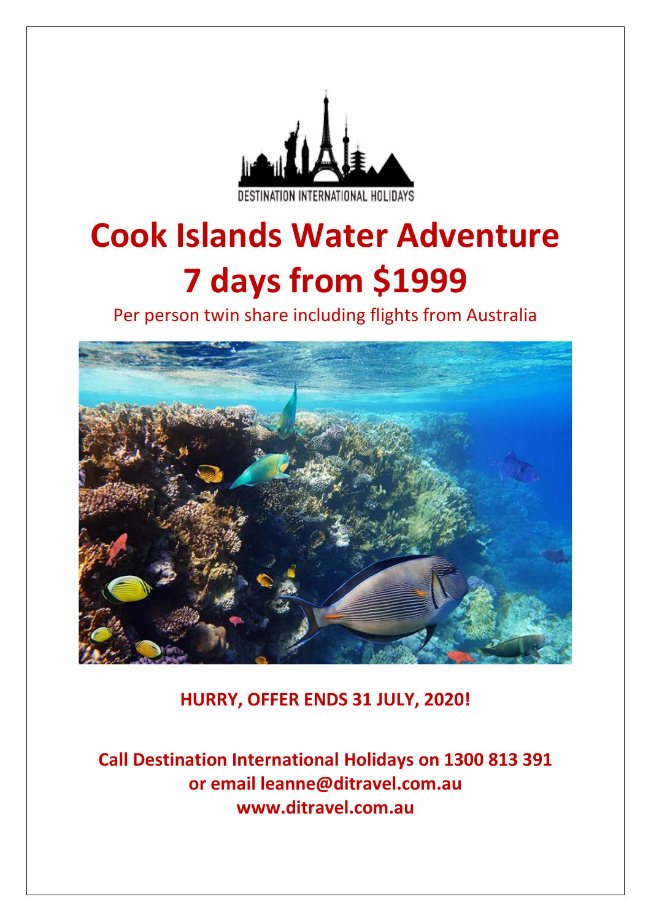DESTINATION INTERNATIONAL HOLIDAYS

# Cook Islands Water Adventure
# 7 days from $1999

Per person twin share including flights from Australia

**HURRY, OFFER ENDS 31 JULY, 2020!**

**Call Destination International Holidays on 1300 813 391**
**or email leanne@ditravel.com.au**
**www.ditravel.com.au**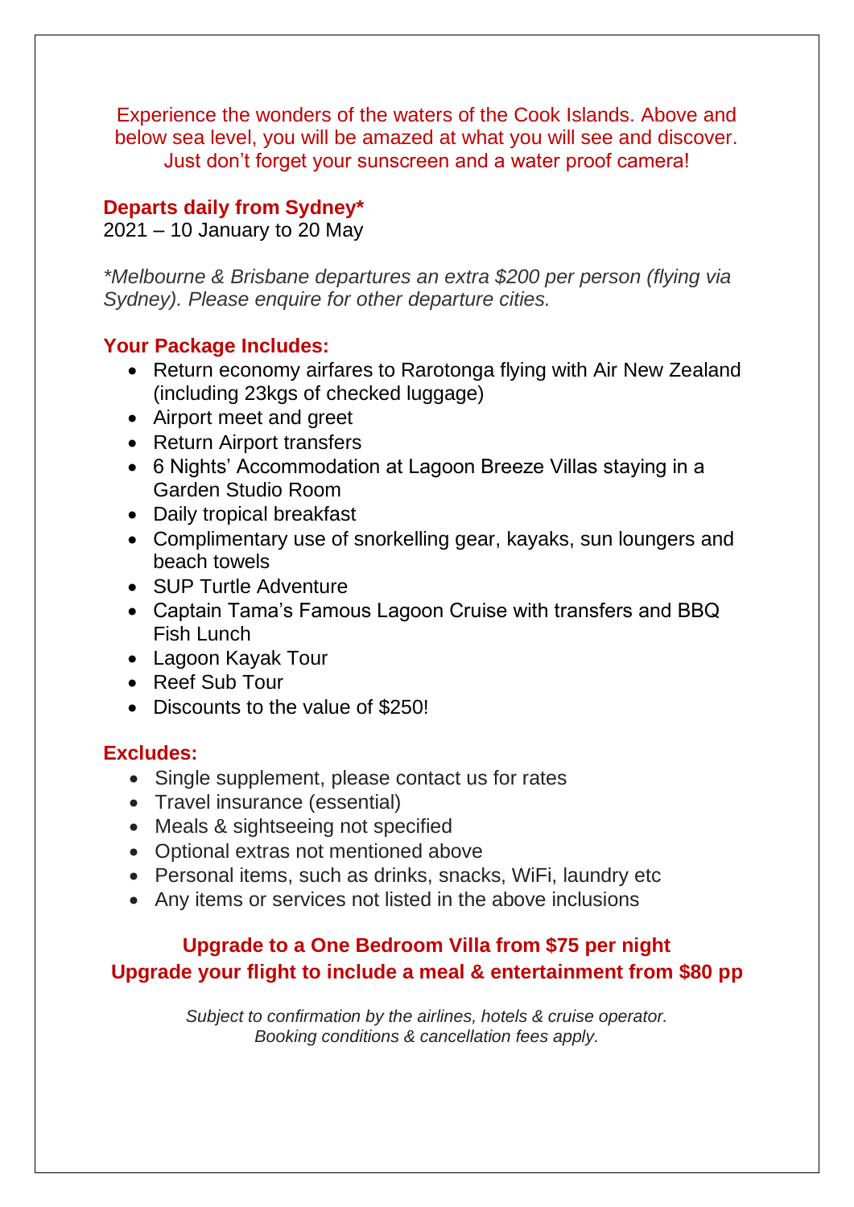Experience the wonders of the waters of the Cook Islands. Above and below sea level, you will be amazed at what you will see and discover. Just don't forget your sunscreen and a water proof camera!

**Departs daily from Sydney***

2021 – 10 January to 20 May

*\*Melbourne & Brisbane departures an extra $200 per person (flying via Sydney). Please enquire for other departure cities.*

## Your Package Includes:

- Return economy airfares to Rarotonga flying with Air New Zealand (including 23kgs of checked luggage)
- Airport meet and greet
- Return Airport transfers
- 6 Nights' Accommodation at Lagoon Breeze Villas staying in a Garden Studio Room
- Daily tropical breakfast
- Complimentary use of snorkelling gear, kayaks, sun loungers and beach towels
- SUP Turtle Adventure
- Captain Tama's Famous Lagoon Cruise with transfers and BBQ Fish Lunch
- Lagoon Kayak Tour
- Reef Sub Tour
- Discounts to the value of $250!

## Excludes:

- Single supplement, please contact us for rates
- Travel insurance (essential)
- Meals & sightseeing not specified
- Optional extras not mentioned above
- Personal items, such as drinks, snacks, WiFi, laundry etc
- Any items or services not listed in the above inclusions

**Upgrade to a One Bedroom Villa from $75 per night**
**Upgrade your flight to include a meal & entertainment from $80 pp**

*Subject to confirmation by the airlines, hotels & cruise operator.*
*Booking conditions & cancellation fees apply.*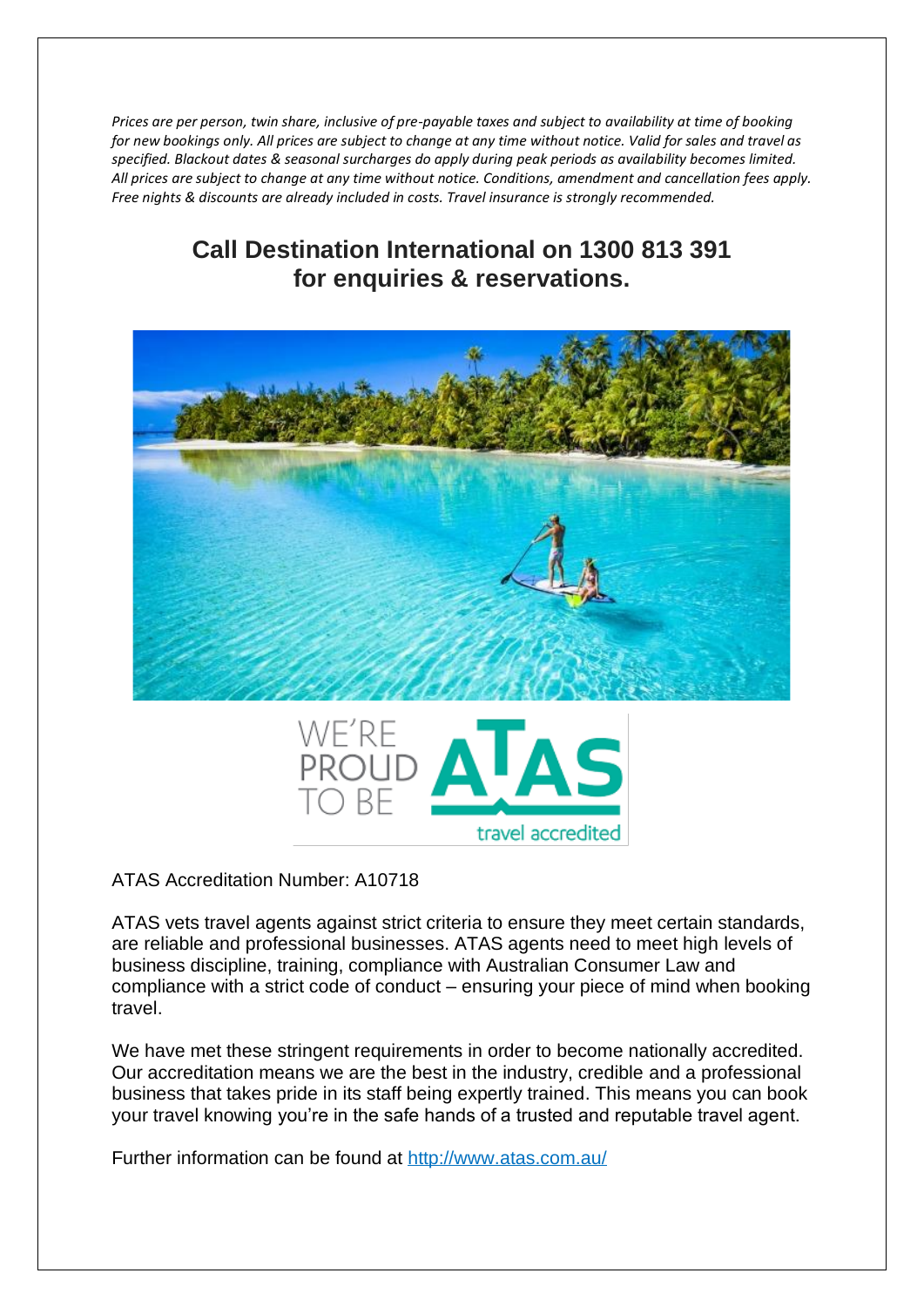*Prices are per person, twin share, inclusive of pre-payable taxes and subject to availability at time of booking for new bookings only. All prices are subject to change at any time without notice. Valid for sales and travel as specified. Blackout dates & seasonal surcharges do apply during peak periods as availability becomes limited. All prices are subject to change at any time without notice. Conditions, amendment and cancellation fees apply. Free nights & discounts are already included in costs. Travel insurance is strongly recommended.*

## Call Destination International on 1300 813 391 for enquiries & reservations.

ATAS Accreditation Number: A10718

ATAS vets travel agents against strict criteria to ensure they meet certain standards, are reliable and professional businesses. ATAS agents need to meet high levels of business discipline, training, compliance with Australian Consumer Law and compliance with a strict code of conduct – ensuring your piece of mind when booking travel.

We have met these stringent requirements in order to become nationally accredited. Our accreditation means we are the best in the industry, credible and a professional business that takes pride in its staff being expertly trained. This means you can book your travel knowing you're in the safe hands of a trusted and reputable travel agent.

Further information can be found at http://www.atas.com.au/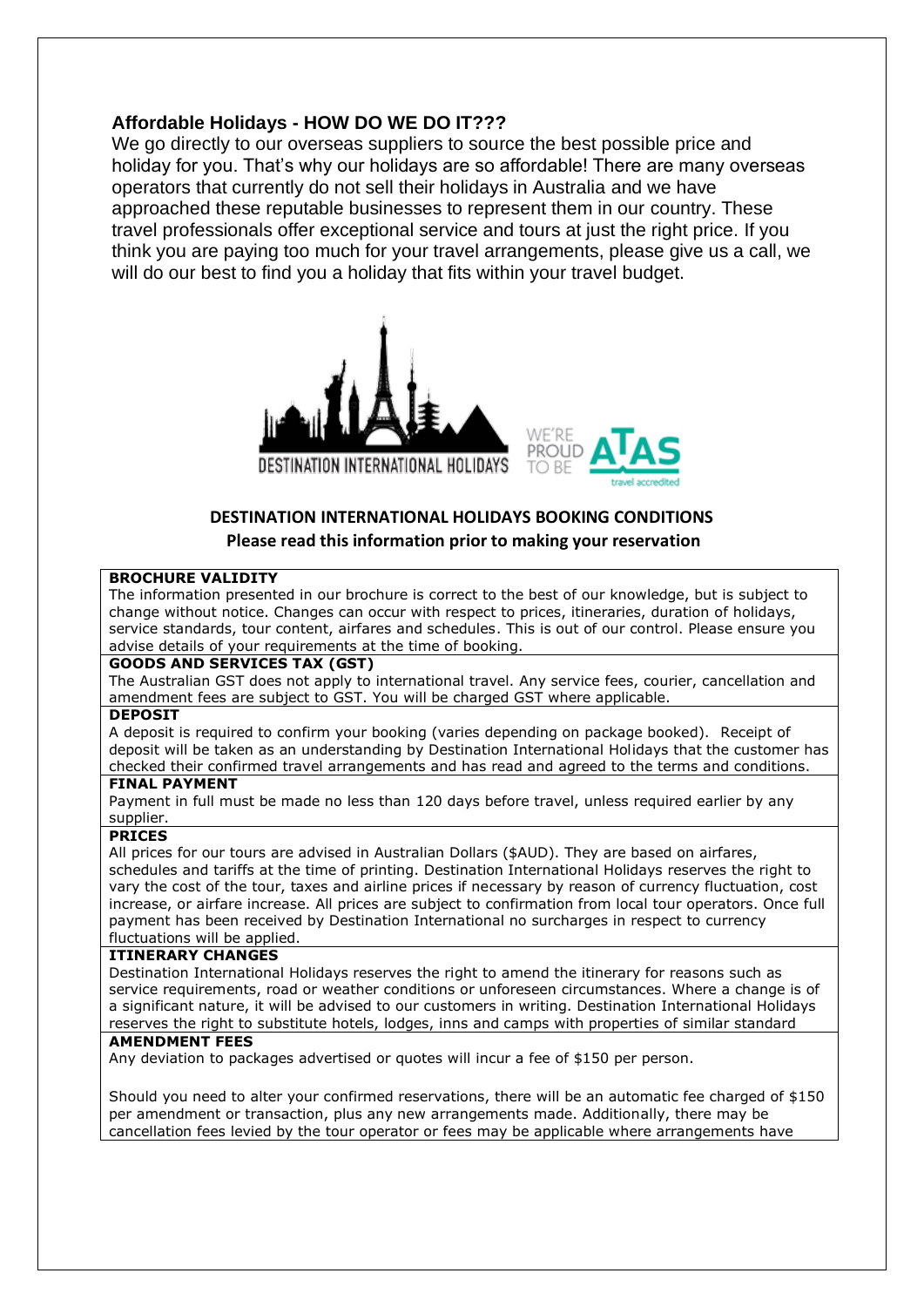## Affordable Holidays - HOW DO WE DO IT???

We go directly to our overseas suppliers to source the best possible price and holiday for you. That's why our holidays are so affordable! There are many overseas operators that currently do not sell their holidays in Australia and we have approached these reputable businesses to represent them in our country. These travel professionals offer exceptional service and tours at just the right price. If you think you are paying too much for your travel arrangements, please give us a call, we will do our best to find you a holiday that fits within your travel budget.

DESTINATION INTERNATIONAL HOLIDAYS

WE'RE PROUD TO BE ATAS travel accredited

## DESTINATION INTERNATIONAL HOLIDAYS BOOKING CONDITIONS

**Please read this information prior to making your reservation**

**BROCHURE VALIDITY**

The information presented in our brochure is correct to the best of our knowledge, but is subject to change without notice. Changes can occur with respect to prices, itineraries, duration of holidays, service standards, tour content, airfares and schedules. This is out of our control. Please ensure you advise details of your requirements at the time of booking.

**GOODS AND SERVICES TAX (GST)**

The Australian GST does not apply to international travel. Any service fees, courier, cancellation and amendment fees are subject to GST. You will be charged GST where applicable.

**DEPOSIT**

A deposit is required to confirm your booking (varies depending on package booked). Receipt of deposit will be taken as an understanding by Destination International Holidays that the customer has checked their confirmed travel arrangements and has read and agreed to the terms and conditions.

**FINAL PAYMENT**

Payment in full must be made no less than 120 days before travel, unless required earlier by any supplier.

**PRICES**

All prices for our tours are advised in Australian Dollars ($AUD). They are based on airfares, schedules and tariffs at the time of printing. Destination International Holidays reserves the right to vary the cost of the tour, taxes and airline prices if necessary by reason of currency fluctuation, cost increase, or airfare increase. All prices are subject to confirmation from local tour operators. Once full payment has been received by Destination International no surcharges in respect to currency fluctuations will be applied.

**ITINERARY CHANGES**

Destination International Holidays reserves the right to amend the itinerary for reasons such as service requirements, road or weather conditions or unforeseen circumstances. Where a change is of a significant nature, it will be advised to our customers in writing. Destination International Holidays reserves the right to substitute hotels, lodges, inns and camps with properties of similar standard

**AMENDMENT FEES**

Any deviation to packages advertised or quotes will incur a fee of $150 per person.

Should you need to alter your confirmed reservations, there will be an automatic fee charged of $150 per amendment or transaction, plus any new arrangements made. Additionally, there may be cancellation fees levied by the tour operator or fees may be applicable where arrangements have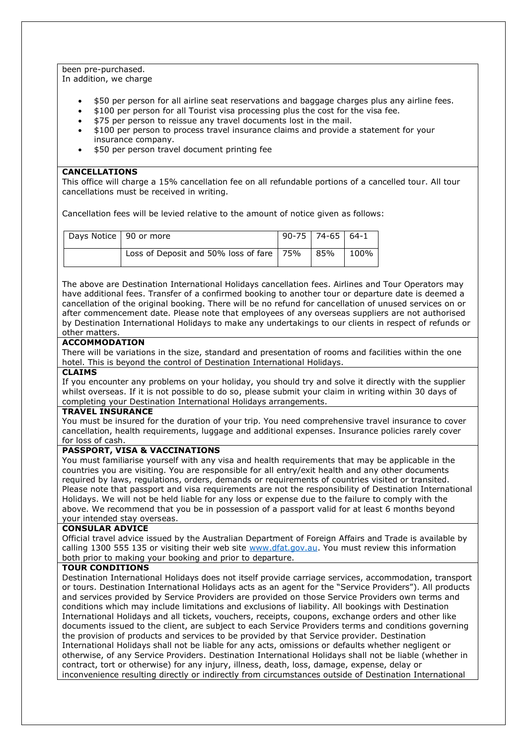been pre-purchased.
In addition, we charge

- $50 per person for all airline seat reservations and baggage charges plus any airline fees.
- $100 per person for all Tourist visa processing plus the cost for the visa fee.
- $75 per person to reissue any travel documents lost in the mail.
- $100 per person to process travel insurance claims and provide a statement for your insurance company.
- $50 per person travel document printing fee

**CANCELLATIONS**
This office will charge a 15% cancellation fee on all refundable portions of a cancelled tour. All tour cancellations must be received in writing.

Cancellation fees will be levied relative to the amount of notice given as follows:

| Days Notice | 90 or more | 90-75 | 74-65 | 64-1 |
| --- | --- | --- | --- | --- |
| | Loss of Deposit and 50% loss of fare | 75% | 85% | 100% |

The above are Destination International Holidays cancellation fees. Airlines and Tour Operators may have additional fees. Transfer of a confirmed booking to another tour or departure date is deemed a cancellation of the original booking. There will be no refund for cancellation of unused services on or after commencement date. Please note that employees of any overseas suppliers are not authorised by Destination International Holidays to make any undertakings to our clients in respect of refunds or other matters.

**ACCOMMODATION**
There will be variations in the size, standard and presentation of rooms and facilities within the one hotel. This is beyond the control of Destination International Holidays.

**CLAIMS**
If you encounter any problems on your holiday, you should try and solve it directly with the supplier whilst overseas. If it is not possible to do so, please submit your claim in writing within 30 days of completing your Destination International Holidays arrangements.

**TRAVEL INSURANCE**
You must be insured for the duration of your trip. You need comprehensive travel insurance to cover cancellation, health requirements, luggage and additional expenses. Insurance policies rarely cover for loss of cash.

**PASSPORT, VISA & VACCINATIONS**
You must familiarise yourself with any visa and health requirements that may be applicable in the countries you are visiting. You are responsible for all entry/exit health and any other documents required by laws, regulations, orders, demands or requirements of countries visited or transited. Please note that passport and visa requirements are not the responsibility of Destination International Holidays. We will not be held liable for any loss or expense due to the failure to comply with the above. We recommend that you be in possession of a passport valid for at least 6 months beyond your intended stay overseas.

**CONSULAR ADVICE**
Official travel advice issued by the Australian Department of Foreign Affairs and Trade is available by calling 1300 555 135 or visiting their web site www.dfat.gov.au. You must review this information both prior to making your booking and prior to departure.

**TOUR CONDITIONS**
Destination International Holidays does not itself provide carriage services, accommodation, transport or tours. Destination International Holidays acts as an agent for the "Service Providers"). All products and services provided by Service Providers are provided on those Service Providers own terms and conditions which may include limitations and exclusions of liability. All bookings with Destination International Holidays and all tickets, vouchers, receipts, coupons, exchange orders and other like documents issued to the client, are subject to each Service Providers terms and conditions governing the provision of products and services to be provided by that Service provider. Destination International Holidays shall not be liable for any acts, omissions or defaults whether negligent or otherwise, of any Service Providers. Destination International Holidays shall not be liable (whether in contract, tort or otherwise) for any injury, illness, death, loss, damage, expense, delay or inconvenience resulting directly or indirectly from circumstances outside of Destination International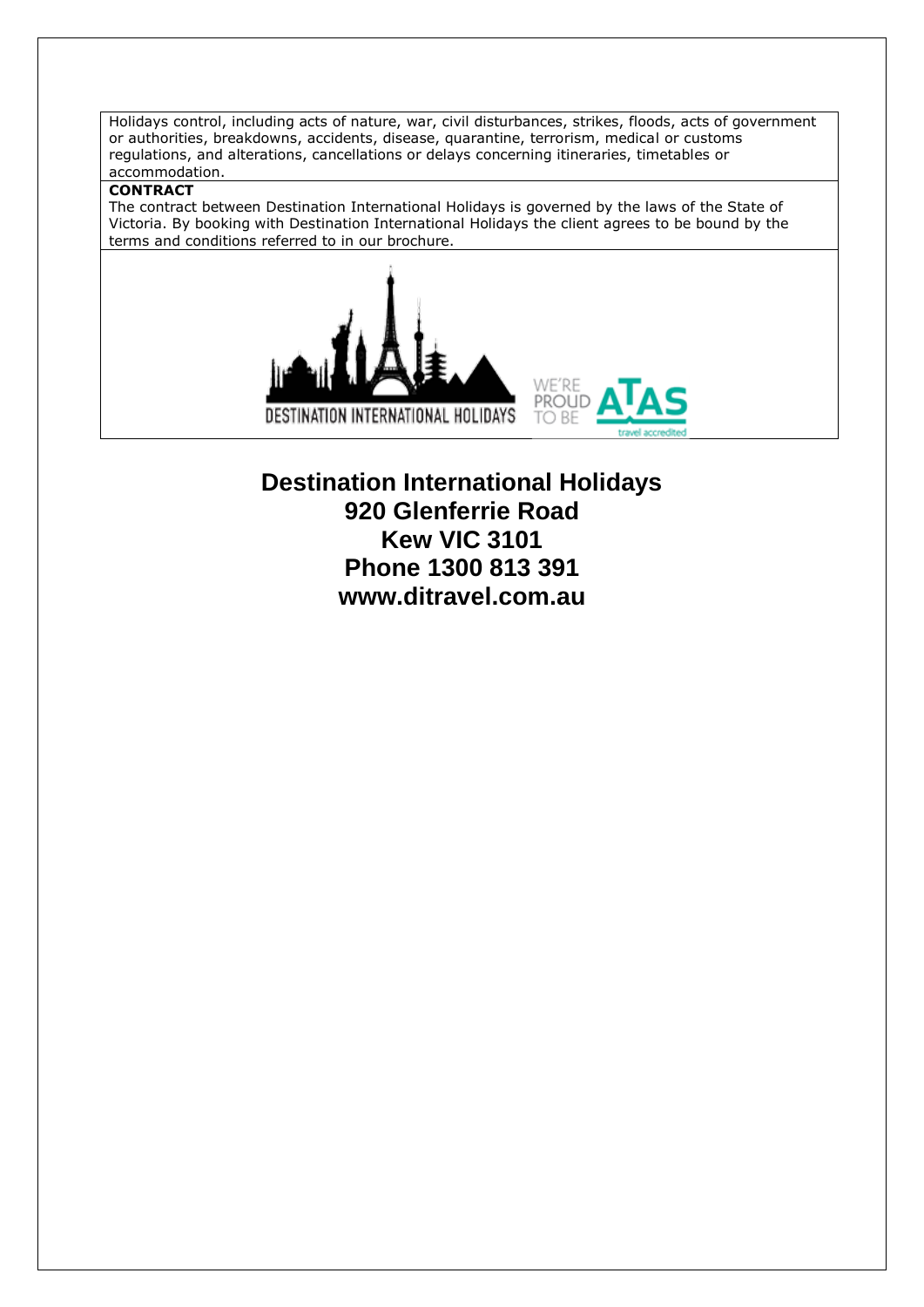Holidays control, including acts of nature, war, civil disturbances, strikes, floods, acts of government or authorities, breakdowns, accidents, disease, quarantine, terrorism, medical or customs regulations, and alterations, cancellations or delays concerning itineraries, timetables or accommodation.

**CONTRACT**

The contract between Destination International Holidays is governed by the laws of the State of Victoria. By booking with Destination International Holidays the client agrees to be bound by the terms and conditions referred to in our brochure.

DESTINATION INTERNATIONAL HOLIDAYS

WE'RE PROUD TO BE ATAS travel accredited

**Destination International Holidays**
**920 Glenferrie Road**
**Kew VIC 3101**
**Phone 1300 813 391**
**www.ditravel.com.au**